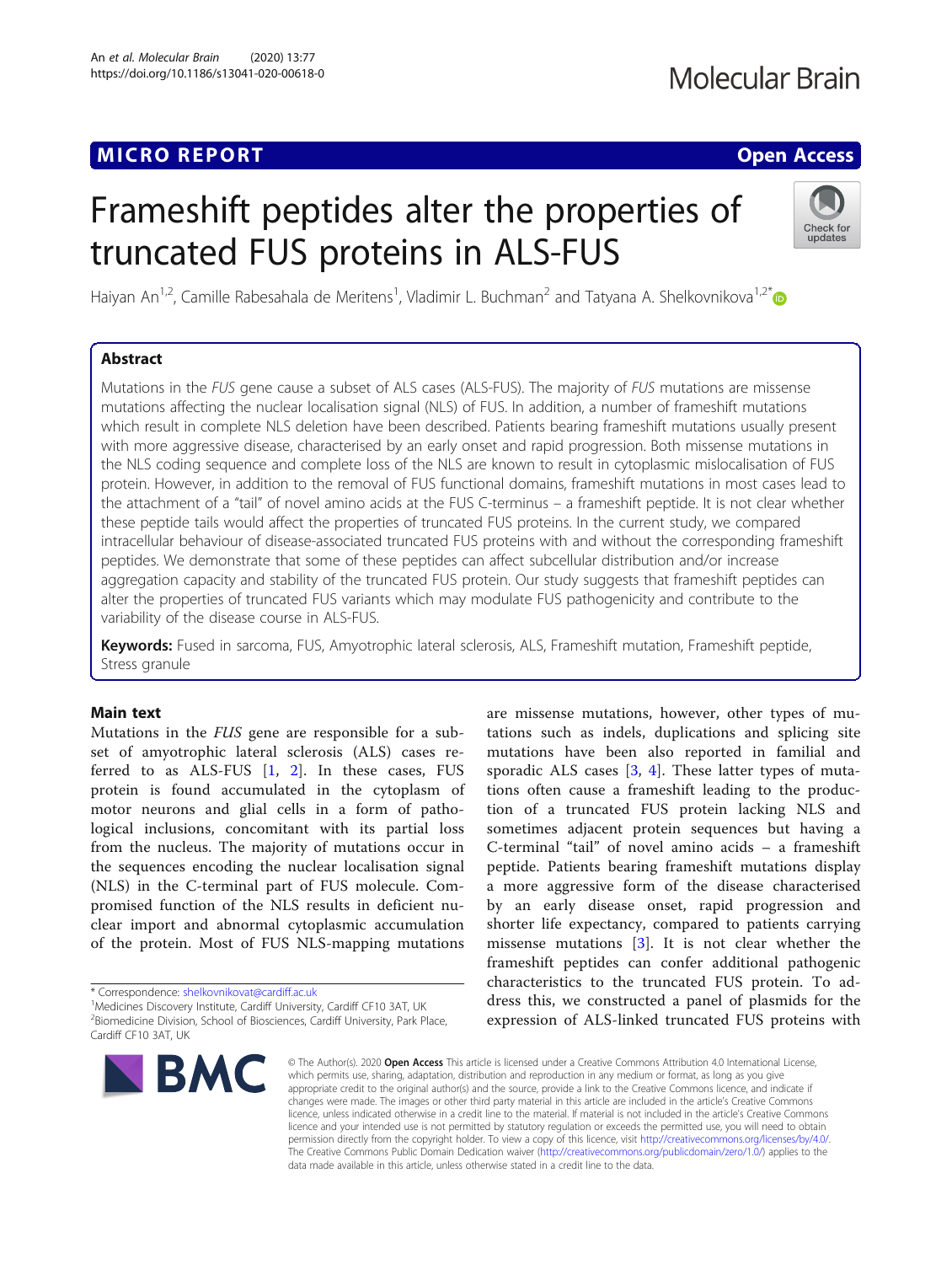MICRO REPORT

Open Access

# Frameshift peptides alter the properties of truncated FUS proteins in ALS-FUS

Haiyan An[1,2], Camille Rabesahala de Meritens[1], Vladimir L. Buchman[2] and Tatyana A. Shelkovnikova[1,2*]

## Abstract

Mutations in the *FUS* gene cause a subset of ALS cases (ALS-FUS). The majority of *FUS* mutations are missense mutations affecting the nuclear localisation signal (NLS) of FUS. In addition, a number of frameshift mutations which result in complete NLS deletion have been described. Patients bearing frameshift mutations usually present with more aggressive disease, characterised by an early onset and rapid progression. Both missense mutations in the NLS coding sequence and complete loss of the NLS are known to result in cytoplasmic mislocalisation of FUS protein. However, in addition to the removal of FUS functional domains, frameshift mutations in most cases lead to the attachment of a "tail" of novel amino acids at the FUS C-terminus – a frameshift peptide. It is not clear whether these peptide tails would affect the properties of truncated FUS proteins. In the current study, we compared intracellular behaviour of disease-associated truncated FUS proteins with and without the corresponding frameshift peptides. We demonstrate that some of these peptides can affect subcellular distribution and/or increase aggregation capacity and stability of the truncated FUS protein. Our study suggests that frameshift peptides can alter the properties of truncated FUS variants which may modulate FUS pathogenicity and contribute to the variability of the disease course in ALS-FUS.

**Keywords:** Fused in sarcoma, FUS, Amyotrophic lateral sclerosis, ALS, Frameshift mutation, Frameshift peptide, Stress granule

## Main text

Mutations in the *FUS* gene are responsible for a subset of amyotrophic lateral sclerosis (ALS) cases referred to as ALS-FUS [1, 2]. In these cases, FUS protein is found accumulated in the cytoplasm of motor neurons and glial cells in a form of pathological inclusions, concomitant with its partial loss from the nucleus. The majority of mutations occur in the sequences encoding the nuclear localisation signal (NLS) in the C-terminal part of FUS molecule. Compromised function of the NLS results in deficient nuclear import and abnormal cytoplasmic accumulation of the protein. Most of FUS NLS-mapping mutations are missense mutations, however, other types of mutations such as indels, duplications and splicing site mutations have been also reported in familial and sporadic ALS cases [3, 4]. These latter types of mutations often cause a frameshift leading to the production of a truncated FUS protein lacking NLS and sometimes adjacent protein sequences but having a C-terminal "tail" of novel amino acids – a frameshift peptide. Patients bearing frameshift mutations display a more aggressive form of the disease characterised by an early disease onset, rapid progression and shorter life expectancy, compared to patients carrying missense mutations [3]. It is not clear whether the frameshift peptides can confer additional pathogenic characteristics to the truncated FUS protein. To address this, we constructed a panel of plasmids for the expression of ALS-linked truncated FUS proteins with

* Correspondence: shelkovnikovat@cardiff.ac.uk
[1]Medicines Discovery Institute, Cardiff University, Cardiff CF10 3AT, UK
[2]Biomedicine Division, School of Biosciences, Cardiff University, Park Place, Cardiff CF10 3AT, UK

© The Author(s). 2020 **Open Access** This article is licensed under a Creative Commons Attribution 4.0 International License, which permits use, sharing, adaptation, distribution and reproduction in any medium or format, as long as you give appropriate credit to the original author(s) and the source, provide a link to the Creative Commons licence, and indicate if changes were made. The images or other third party material in this article are included in the article's Creative Commons licence, unless indicated otherwise in a credit line to the material. If material is not included in the article's Creative Commons licence and your intended use is not permitted by statutory regulation or exceeds the permitted use, you will need to obtain permission directly from the copyright holder. To view a copy of this licence, visit http://creativecommons.org/licenses/by/4.0/. The Creative Commons Public Domain Dedication waiver (http://creativecommons.org/publicdomain/zero/1.0/) applies to the data made available in this article, unless otherwise stated in a credit line to the data.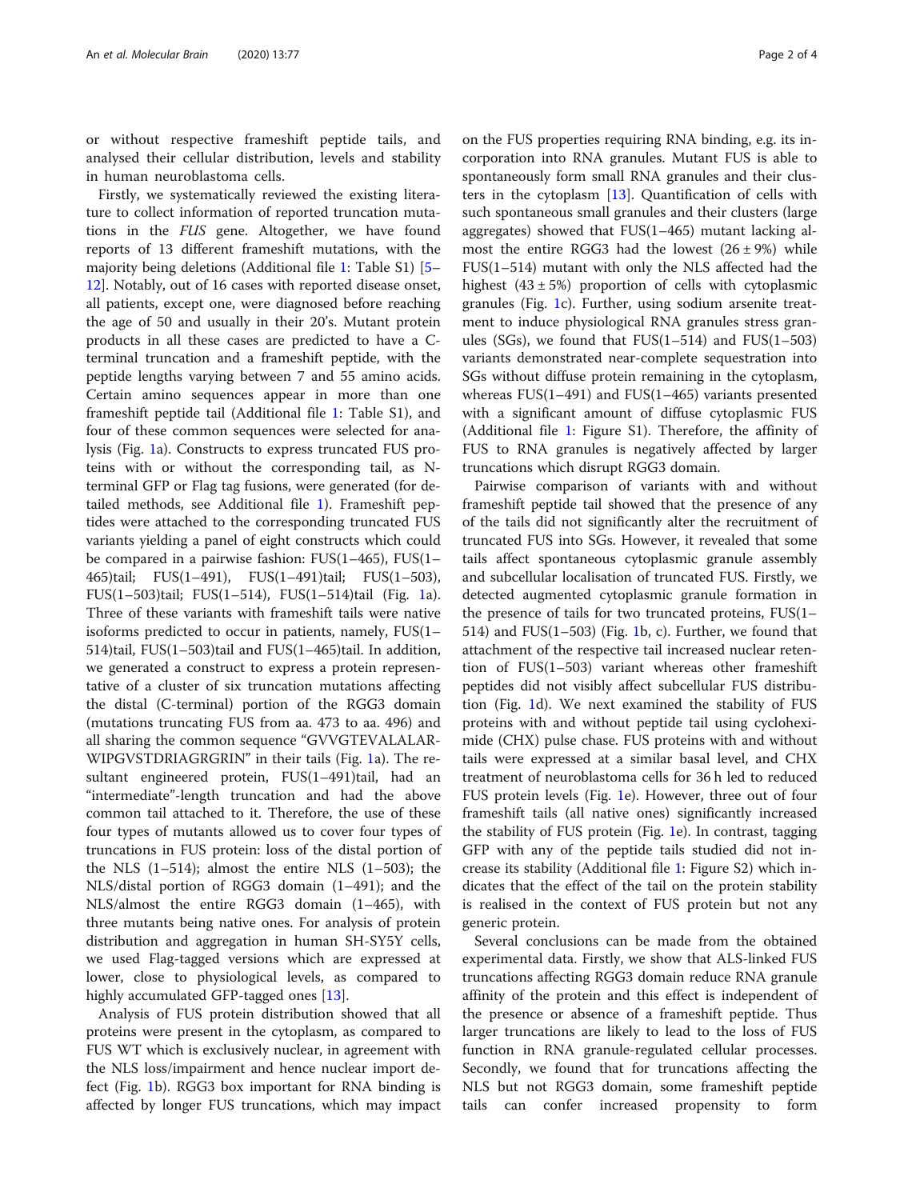or without respective frameshift peptide tails, and analysed their cellular distribution, levels and stability in human neuroblastoma cells.

Firstly, we systematically reviewed the existing literature to collect information of reported truncation mutations in the *FUS* gene. Altogether, we have found reports of 13 different frameshift mutations, with the majority being deletions (Additional file 1: Table S1) [5–12]. Notably, out of 16 cases with reported disease onset, all patients, except one, were diagnosed before reaching the age of 50 and usually in their 20's. Mutant protein products in all these cases are predicted to have a C-terminal truncation and a frameshift peptide, with the peptide lengths varying between 7 and 55 amino acids. Certain amino sequences appear in more than one frameshift peptide tail (Additional file 1: Table S1), and four of these common sequences were selected for analysis (Fig. 1a). Constructs to express truncated FUS proteins with or without the corresponding tail, as N-terminal GFP or Flag tag fusions, were generated (for detailed methods, see Additional file 1). Frameshift peptides were attached to the corresponding truncated FUS variants yielding a panel of eight constructs which could be compared in a pairwise fashion: FUS(1–465), FUS(1–465)tail; FUS(1–491), FUS(1–491)tail; FUS(1–503), FUS(1–503)tail; FUS(1–514), FUS(1–514)tail (Fig. 1a). Three of these variants with frameshift tails were native isoforms predicted to occur in patients, namely, FUS(1–514)tail, FUS(1–503)tail and FUS(1–465)tail. In addition, we generated a construct to express a protein representative of a cluster of six truncation mutations affecting the distal (C-terminal) portion of the RGG3 domain (mutations truncating FUS from aa. 473 to aa. 496) and all sharing the common sequence "GVVGTEVALALAR-WIPGVSTDRIAGRGRIN" in their tails (Fig. 1a). The resultant engineered protein, FUS(1–491)tail, had an "intermediate"-length truncation and had the above common tail attached to it. Therefore, the use of these four types of mutants allowed us to cover four types of truncations in FUS protein: loss of the distal portion of the NLS (1–514); almost the entire NLS (1–503); the NLS/distal portion of RGG3 domain (1–491); and the NLS/almost the entire RGG3 domain (1–465), with three mutants being native ones. For analysis of protein distribution and aggregation in human SH-SY5Y cells, we used Flag-tagged versions which are expressed at lower, close to physiological levels, as compared to highly accumulated GFP-tagged ones [13].

Analysis of FUS protein distribution showed that all proteins were present in the cytoplasm, as compared to FUS WT which is exclusively nuclear, in agreement with the NLS loss/impairment and hence nuclear import defect (Fig. 1b). RGG3 box important for RNA binding is affected by longer FUS truncations, which may impact on the FUS properties requiring RNA binding, e.g. its incorporation into RNA granules. Mutant FUS is able to spontaneously form small RNA granules and their clusters in the cytoplasm [13]. Quantification of cells with such spontaneous small granules and their clusters (large aggregates) showed that FUS(1–465) mutant lacking almost the entire RGG3 had the lowest ($26 \pm 9\%$) while FUS(1–514) mutant with only the NLS affected had the highest ($43 \pm 5\%$) proportion of cells with cytoplasmic granules (Fig. 1c). Further, using sodium arsenite treatment to induce physiological RNA granules stress granules (SGs), we found that FUS(1–514) and FUS(1–503) variants demonstrated near-complete sequestration into SGs without diffuse protein remaining in the cytoplasm, whereas FUS(1–491) and FUS(1–465) variants presented with a significant amount of diffuse cytoplasmic FUS (Additional file 1: Figure S1). Therefore, the affinity of FUS to RNA granules is negatively affected by larger truncations which disrupt RGG3 domain.

Pairwise comparison of variants with and without frameshift peptide tail showed that the presence of any of the tails did not significantly alter the recruitment of truncated FUS into SGs. However, it revealed that some tails affect spontaneous cytoplasmic granule assembly and subcellular localisation of truncated FUS. Firstly, we detected augmented cytoplasmic granule formation in the presence of tails for two truncated proteins, FUS(1–514) and FUS(1–503) (Fig. 1b, c). Further, we found that attachment of the respective tail increased nuclear retention of FUS(1–503) variant whereas other frameshift peptides did not visibly affect subcellular FUS distribution (Fig. 1d). We next examined the stability of FUS proteins with and without peptide tail using cycloheximide (CHX) pulse chase. FUS proteins with and without tails were expressed at a similar basal level, and CHX treatment of neuroblastoma cells for 36 h led to reduced FUS protein levels (Fig. 1e). However, three out of four frameshift tails (all native ones) significantly increased the stability of FUS protein (Fig. 1e). In contrast, tagging GFP with any of the peptide tails studied did not increase its stability (Additional file 1: Figure S2) which indicates that the effect of the tail on the protein stability is realised in the context of FUS protein but not any generic protein.

Several conclusions can be made from the obtained experimental data. Firstly, we show that ALS-linked FUS truncations affecting RGG3 domain reduce RNA granule affinity of the protein and this effect is independent of the presence or absence of a frameshift peptide. Thus larger truncations are likely to lead to the loss of FUS function in RNA granule-regulated cellular processes. Secondly, we found that for truncations affecting the NLS but not RGG3 domain, some frameshift peptide tails can confer increased propensity to form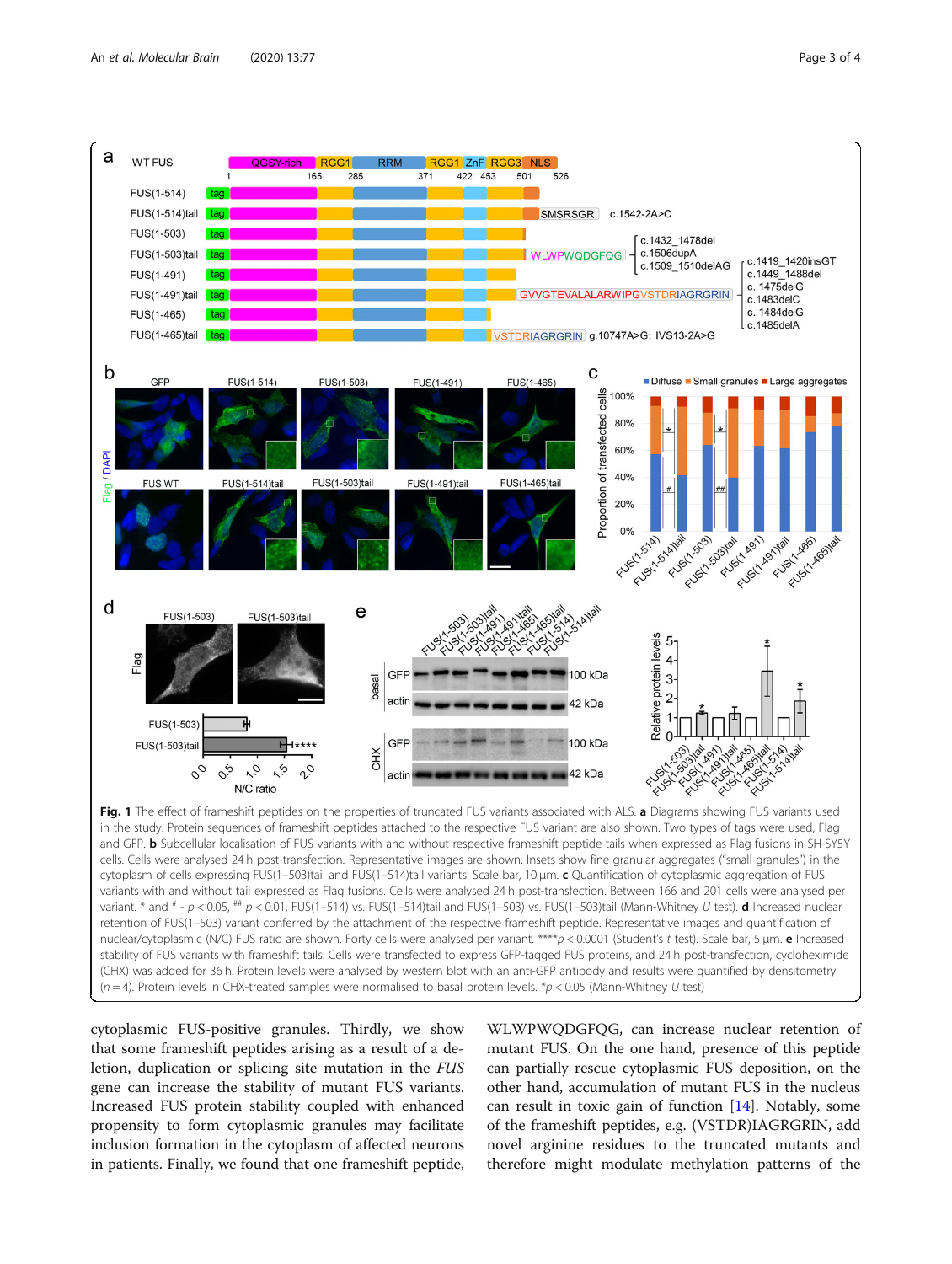**Fig. 1** The effect of frameshift peptides on the properties of truncated FUS variants associated with ALS. **a** Diagrams showing FUS variants used in the study. Protein sequences of frameshift peptides attached to the respective FUS variant are also shown. Two types of tags were used, Flag and GFP. **b** Subcellular localisation of FUS variants with and without respective frameshift peptide tails when expressed as Flag fusions in SH-SY5Y cells. Cells were analysed 24 h post-transfection. Representative images are shown. Insets show fine granular aggregates ("small granules") in the cytoplasm of cells expressing FUS(1–503)tail and FUS(1–514)tail variants. Scale bar, 10 μm. **c** Quantification of cytoplasmic aggregation of FUS variants with and without tail expressed as Flag fusions. Cells were analysed 24 h post-transfection. Between 166 and 201 cells were analysed per variant. * and # - $p < 0.05$, ## $p < 0.01$, FUS(1–514) vs. FUS(1–514)tail and FUS(1–503) vs. FUS(1–503)tail (Mann-Whitney *U* test). **d** Increased nuclear retention of FUS(1–503) variant conferred by the attachment of the respective frameshift peptide. Representative images and quantification of nuclear/cytoplasmic (N/C) FUS ratio are shown. Forty cells were analysed per variant. **** $p < 0.0001$ (Student's *t* test). Scale bar, 5 μm. **e** Increased stability of FUS variants with frameshift tails. Cells were transfected to express GFP-tagged FUS proteins, and 24 h post-transfection, cycloheximide (CHX) was added for 36 h. Protein levels were analysed by western blot with an anti-GFP antibody and results were quantified by densitometry ($n = 4$). Protein levels in CHX-treated samples were normalised to basal protein levels. * $p < 0.05$ (Mann-Whitney *U* test)

cytoplasmic FUS-positive granules. Thirdly, we show that some frameshift peptides arising as a result of a deletion, duplication or splicing site mutation in the *FUS* gene can increase the stability of mutant FUS variants. Increased FUS protein stability coupled with enhanced propensity to form cytoplasmic granules may facilitate inclusion formation in the cytoplasm of affected neurons in patients. Finally, we found that one frameshift peptide, WLWPWQDGFQG, can increase nuclear retention of mutant FUS. On the one hand, presence of this peptide can partially rescue cytoplasmic FUS deposition, on the other hand, accumulation of mutant FUS in the nucleus can result in toxic gain of function [14]. Notably, some of the frameshift peptides, e.g. (VSTDR)IAGRGRIN, add novel arginine residues to the truncated mutants and therefore might modulate methylation patterns of the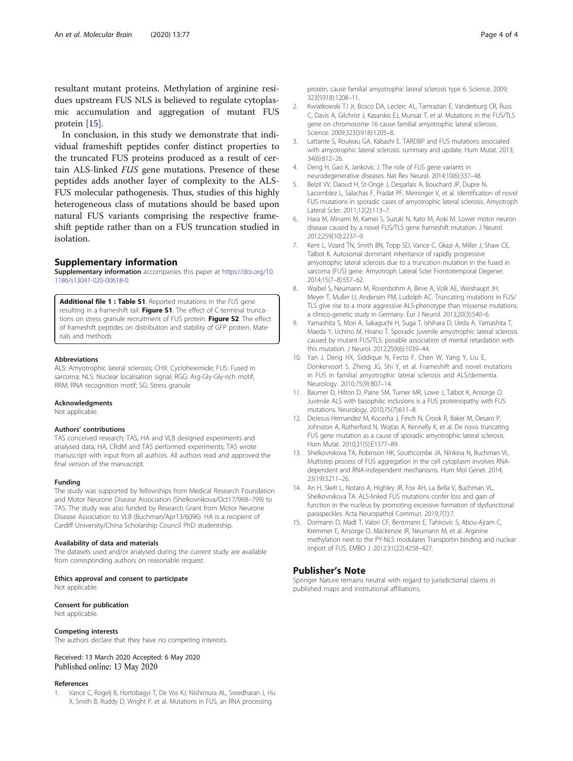resultant mutant proteins. Methylation of arginine residues upstream FUS NLS is believed to regulate cytoplasmic accumulation and aggregation of mutant FUS protein [15].

In conclusion, in this study we demonstrate that individual frameshift peptides confer distinct properties to the truncated FUS proteins produced as a result of certain ALS-linked *FUS* gene mutations. Presence of these peptides adds another layer of complexity to the ALS-FUS molecular pathogenesis. Thus, studies of this highly heterogeneous class of mutations should be based upon natural FUS variants comprising the respective frameshift peptide rather than on a FUS truncation studied in isolation.

## Supplementary information

**Supplementary information** accompanies this paper at https://doi.org/10.1186/s13041-020-00618-0.

**Additional file 1 : Table S1**. Reported mutations in the *FUS* gene resulting in a frameshift tail. **Figure S1**. The effect of C-terminal truncations on stress granule recruitment of FUS protein. **Figure S2**. The effect of frameshift peptides on distribution and stability of GFP protein. Materials and methods

#### Abbreviations

ALS: Amyotrophic lateral sclerosis; CHX: Cycloheximide; FUS: Fused in sarcoma; NLS: Nuclear localisation signal; RGG: Arg-Gly-Gly-rich motif; RRM: RNA recognition motif; SG: Stress granule

#### Acknowledgments

Not applicable.

#### Authors' contributions

TAS conceived research; TAS, HA and VLB designed experiments and analysed data; HA, CRdM and TAS performed experiments; TAS wrote manuscript with input from all authors. All authors read and approved the final version of the manuscript.

#### Funding

The study was supported by fellowships from Medical Research Foundation and Motor Neurone Disease Association (Shelkovnikova/Oct17/968–799) to TAS. The study was also funded by Research Grant from Motor Neurone Disease Association to VLB (Buchman/Apr13/6096). HA is a recipient of Cardiff University/China Scholarship Council PhD studentship.

#### Availability of data and materials

The datasets used and/or analysed during the current study are available from corresponding authors on reasonable request.

#### Ethics approval and consent to participate

Not applicable.

#### Consent for publication

Not applicable.

#### Competing interests

The authors declare that they have no competing interests.

Received: 13 March 2020 Accepted: 6 May 2020
Published online: 13 May 2020

#### References

1. Vance C, Rogelj B, Hortobagyi T, De Vos KJ, Nishimura AL, Sreedharan J, Hu X, Smith B, Ruddy D, Wright P, et al. Mutations in FUS, an RNA processing protein, cause familial amyotrophic lateral sclerosis type 6. Science. 2009;323(5918):1208–11.
2. Kwiatkowski TJ Jr, Bosco DA, Leclerc AL, Tamrazian E, Vanderburg CR, Russ C, Davis A, Gilchrist J, Kasarskis EJ, Munsat T, et al. Mutations in the FUS/TLS gene on chromosome 16 cause familial amyotrophic lateral sclerosis. Science. 2009;323(5918):1205–8.
3. Lattante S, Rouleau GA, Kabashi E. TARDBP and FUS mutations associated with amyotrophic lateral sclerosis: summary and update. Hum Mutat. 2013;34(6):812–26.
4. Deng H, Gao K, Jankovic J. The role of FUS gene variants in neurodegenerative diseases. Nat Rev Neurol. 2014;10(6):337–48.
5. Belzil VV, Daoud H, St-Onge J, Desjarlais A, Bouchard JP, Dupre N, Lacomblez L, Salachas F, Pradat PF, Meininger V, et al. Identification of novel FUS mutations in sporadic cases of amyotrophic lateral sclerosis. Amyotroph Lateral Scler. 2011;12(2):113–7.
6. Hara M, Minami M, Kamei S, Suzuki N, Kato M, Aoki M. Lower motor neuron disease caused by a novel FUS/TLS gene frameshift mutation. J Neurol. 2012;259(10):2237–9.
7. Kent L, Vizard TN, Smith BN, Topp SD, Vance C, Gkazi A, Miller J, Shaw CE, Talbot K. Autosomal dominant inheritance of rapidly progressive amyotrophic lateral sclerosis due to a truncation mutation in the fused in sarcoma (FUS) gene. Amyotroph Lateral Scler Frontotemporal Degener. 2014;15(7–8):557–62.
8. Waibel S, Neumann M, Rosenbohm A, Birve A, Volk AE, Weishaupt JH, Meyer T, Muller U, Andersen PM, Ludolph AC. Truncating mutations in FUS/TLS give rise to a more aggressive ALS-phenotype than missense mutations: a clinico-genetic study in Germany. Eur J Neurol. 2013;20(3):540–6.
9. Yamashita S, Mori A, Sakaguchi H, Suga T, Ishihara D, Ueda A, Yamashita T, Maeda Y, Uchino M, Hirano T. Sporadic juvenile amyotrophic lateral sclerosis caused by mutant FUS/TLS: possible association of mental retardation with this mutation. J Neurol. 2012;259(6):1039–44.
10. Yan J, Deng HX, Siddique N, Fecto F, Chen W, Yang Y, Liu E, Donkervoort S, Zheng JG, Shi Y, et al. Frameshift and novel mutations in FUS in familial amyotrophic lateral sclerosis and ALS/dementia. Neurology. 2010;75(9):807–14.
11. Baumer D, Hilton D, Paine SM, Turner MR, Lowe J, Talbot K, Ansorge O. Juvenile ALS with basophilic inclusions is a FUS proteinopathy with FUS mutations. Neurology. 2010;75(7):611–8.
12. DeJesus-Hernandez M, Kocerha J, Finch N, Crook R, Baker M, Desaro P, Johnston A, Rutherford N, Wojtas A, Kennelly K, et al. De novo truncating FUS gene mutation as a cause of sporadic amyotrophic lateral sclerosis. Hum Mutat. 2010;31(5):E1377–89.
13. Shelkovnikova TA, Robinson HK, Southcombe JA, Ninkina N, Buchman VL. Multistep process of FUS aggregation in the cell cytoplasm involves RNA-dependent and RNA-independent mechanisms. Hum Mol Genet. 2014;23(19):5211–26.
14. An H, Skelt L, Notaro A, Highley JR, Fox AH, La Bella V, Buchman VL, Shelkovnikova TA. ALS-linked FUS mutations confer loss and gain of function in the nucleus by promoting excessive formation of dysfunctional paraspeckles. Acta Neuropathol Commun. 2019;7(1):7.
15. Dormann D, Madl T, Valori CF, Bentmann E, Tahirovic S, Abou-Ajram C, Kremmer E, Ansorge O, Mackenzie IR, Neumann M, et al. Arginine methylation next to the PY-NLS modulates Transportin binding and nuclear import of FUS. EMBO J. 2012;31(22):4258–427.

## Publisher's Note

Springer Nature remains neutral with regard to jurisdictional claims in published maps and institutional affiliations.